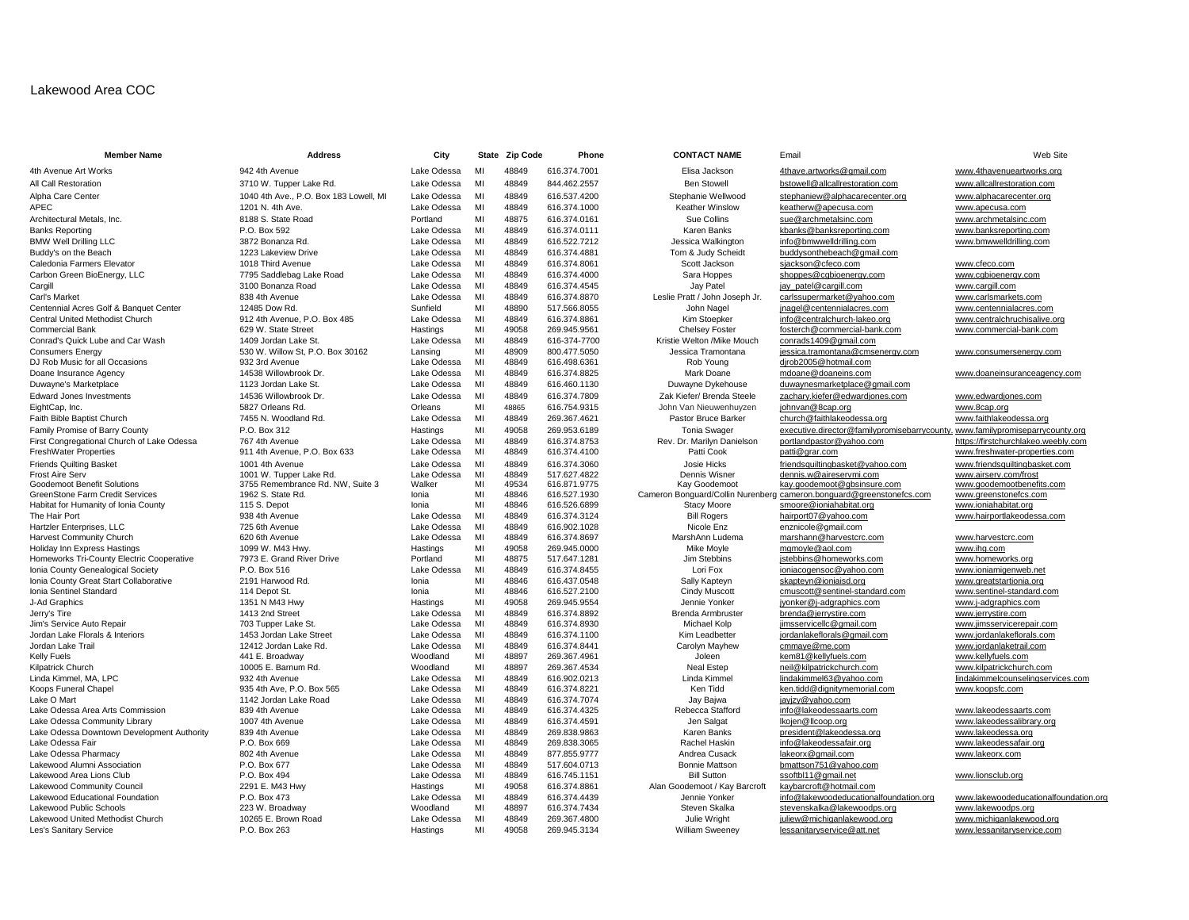# Lakewood Area COC

| Member Name | Address | City | State | Zip Code | Phone | CONTACT NAME | Email | Web Site |
|---|---|---|---|---|---|---|---|---|
| 4th Avenue Art Works | 942 4th Avenue | Lake Odessa | MI | 48849 | 616.374.7001 | Elisa Jackson | 4thave.artworks@gmail.com | www.4thavenueartworks.org |
| All Call Restoration | 3710 W. Tupper Lake Rd. | Lake Odessa | MI | 48849 | 844.462.2557 | Ben Stowell | bstowell@allcallrestoration.com | www.allcallrestoration.com |
| Alpha Care Center | 1040 4th Ave., P.O. Box 183 Lowell, MI | Lake Odessa | MI | 48849 | 616.537.4200 | Stephanie Wellwood | stephaniew@alphacarecenter.org | www.alphacarecenter.org |
| APEC | 1201 N. 4th Ave. | Lake Odessa | MI | 48849 | 616.374.1000 | Keather Winslow | keatherw@apecusa.com | www.apecusa.com |
| Architectural Metals, Inc. | 8188 S. State Road | Portland | MI | 48875 | 616.374.0161 | Sue Collins | sue@archmetalsinc.com | www.archmetalsinc.com |
| Banks Reporting | P.O. Box 592 | Lake Odessa | MI | 48849 | 616.374.0111 | Karen Banks | kbanks@banksreporting.com | www.banksreporting.com |
| BMW Well Drilling LLC | 3872 Bonanza Rd. | Lake Odessa | MI | 48849 | 616.522.7212 | Jessica Walkington | info@bmwwelldrilling.com | www.bmwwelldrilling.com |
| Buddy's on the Beach | 1223 Lakeview Drive | Lake Odessa | MI | 48849 | 616.374.4881 | Tom & Judy Scheidt | buddysonthebeach@gmail.com | |
| Caledonia Farmers Elevator | 1018 Third Avenue | Lake Odessa | MI | 48849 | 616.374.8061 | Scott Jackson | sjackson@cfeco.com | www.cfeco.com |
| Carbon Green BioEnergy, LLC | 7795 Saddlebag Lake Road | Lake Odessa | MI | 48849 | 616.374.4000 | Sara Hoppes | shoppes@cgbioenergy.com | www.cgbioenergy.com |
| Cargill | 3100 Bonanza Road | Lake Odessa | MI | 48849 | 616.374.4545 | Jay Patel | jay_patel@cargill.com | www.cargill.com |
| Carl's Market | 838 4th Avenue | Lake Odessa | MI | 48849 | 616.374.8870 | Leslie Pratt / John Joseph Jr. | carlssupermarket@yahoo.com | www.carlsmarkets.com |
| Centennial Acres Golf & Banquet Center | 12485 Dow Rd. | Sunfield | MI | 48890 | 517.566.8055 | John Nagel | jnagel@centennialacres.com | www.centennialacres.com |
| Central United Methodist Church | 912 4th Avenue, P.O. Box 485 | Lake Odessa | MI | 48849 | 616.374.8861 | Kim Stoepker | info@centralchurch-lakeo.org | www.centralchruchisalive.org |
| Commercial Bank | 629 W. State Street | Hastings | MI | 49058 | 269.945.9561 | Chelsey Foster | fosterch@commercial-bank.com | www.commercial-bank.com |
| Conrad's Quick Lube and Car Wash | 1409 Jordan Lake St. | Lake Odessa | MI | 48849 | 616-374-7700 | Kristie Welton /Mike Mouch | conrads1409@gmail.com | |
| Consumers Energy | 530 W. Willow St, P.O. Box 30162 | Lansing | MI | 48909 | 800.477.5050 | Jessica Tramontana | jessica.tramontana@cmsenergy.com | www.consumersenergy.com |
| DJ Rob Music for all Occasions | 932 3rd Avenue | Lake Odessa | MI | 48849 | 616.498.6361 | Rob Young | djrob2005@hotmail.com | |
| Doane Insurance Agency | 14538 Willowbrook Dr. | Lake Odessa | MI | 48849 | 616.374.8825 | Mark Doane | mdoane@doaneins.com | www.doaneinsuranceagency.com |
| Duwayne's Marketplace | 1123 Jordan Lake St. | Lake Odessa | MI | 48849 | 616.460.1130 | Duwayne Dykehouse | duwaynesmarketplace@gmail.com | |
| Edward Jones Investments | 14536 Willowbrook Dr. | Lake Odessa | MI | 48849 | 616.374.7809 | Zak Kiefer/ Brenda Steele | zachary.kiefer@edwardjones.com | www.edwardjones.com |
| EightCap, Inc. | 5827 Orleans Rd. | Orleans | MI | 48865 | 616.754.9315 | John Van Nieuwenhuyzen | johnvan@8cap.org | www.8cap.org |
| Faith Bible Baptist Church | 7455 N. Woodland Rd. | Lake Odessa | MI | 48849 | 269.367.4621 | Pastor Bruce Barker | church@faithlakeodessa.org | www.faithlakeodessa.org |
| Family Promise of Barry County | P.O. Box 312 | Hastings | MI | 49058 | 269.953.6189 | Tonia Swager | executive.director@familypromisebarrycounty. | www.familypromiseparrycounty.org |
| First Congregational Church of Lake Odessa | 767 4th Avenue | Lake Odessa | MI | 48849 | 616.374.8753 | Rev. Dr. Marilyn Danielson | portlandpastor@yahoo.com | https://firstchurchlakeo.weebly.com |
| FreshWater Properties | 911 4th Avenue, P.O. Box 633 | Lake Odessa | MI | 48849 | 616.374.4100 | Patti Cook | patti@grar.com | www.freshwater-properties.com |
| Friends Quilting Basket | 1001 4th Avenue | Lake Odessa | MI | 48849 | 616.374.3060 | Josie Hicks | friendsquiltingbasket@yahoo.com | www.friendsquiltingbasket.com |
| Frost Aire Serv | 1001 W. Tupper Lake Rd. | Lake Odessa | MI | 48849 | 517.627.4822 | Dennis Wisner | dennis.w@aireservmi.com | www.airserv.com/frost |
| Goodemoot Benefit Solutions | 3755 Remembrance Rd. NW, Suite 3 | Walker | MI | 49534 | 616.871.9775 | Kay Goodemoot | kay.goodemoot@gbsinsure.com | www.goodemootbenefits.com |
| GreenStone Farm Credit Services | 1962 S. State Rd. | Ionia | MI | 48846 | 616.527.1930 | Cameron Bonguard/Collin Nurenberg | cameron.bonguard@greenstonefcs.com | www.greenstonefcs.com |
| Habitat for Humanity of Ionia County | 115 S. Depot | Ionia | MI | 48846 | 616.526.6899 | Stacy Moore | smoore@ioniahabitat.org | www.ioniahabitat.org |
| The Hair Port | 938 4th Avenue | Lake Odessa | MI | 48849 | 616.374.3124 | Bill Rogers | hairport07@yahoo.com | www.hairportlakeodessa.com |
| Hartzler Enterprises, LLC | 725 6th Avenue | Lake Odessa | MI | 48849 | 616.902.1028 | Nicole Enz | enznicole@gmail.com | |
| Harvest Community Church | 620 6th Avenue | Lake Odessa | MI | 48849 | 616.374.8697 | MarshAnn Ludema | marshann@harvestcrc.com | www.harvestcrc.com |
| Holiday Inn Express Hastings | 1099 W. M43 Hwy. | Hastings | MI | 49058 | 269.945.0000 | Mike Moyle | mgmoyle@aol.com | www.ihg.com |
| Homeworks Tri-County Electric Cooperative | 7973 E. Grand River Drive | Portland | MI | 48875 | 517.647.1281 | Jim Stebbins | jstebbins@homeworks.com | www.homeworks.org |
| Ionia County Genealogical Society | P.O. Box 516 | Lake Odessa | MI | 48849 | 616.374.8455 | Lori Fox | ioniacogensoc@yahoo.com | www.ioniamigenweb.net |
| Ionia County Great Start Collaborative | 2191 Harwood Rd. | Ionia | MI | 48846 | 616.437.0548 | Sally Kapteyn | skapteyn@ioniaisd.org | www.greatstartionia.org |
| Ionia Sentinel Standard | 114 Depot St. | Ionia | MI | 48846 | 616.527.2100 | Cindy Muscott | cmuscott@sentinel-standard.com | www.sentinel-standard.com |
| J-Ad Graphics | 1351 N M43 Hwy | Hastings | MI | 49058 | 269.945.9554 | Jennie Yonker | jyonker@j-adgraphics.com | www.j-adgraphics.com |
| Jerry's Tire | 1413 2nd Street | Lake Odessa | MI | 48849 | 616.374.8892 | Brenda Armbruster | brenda@jerrystire.com | www.jerrystire.com |
| Jim's Service Auto Repair | 703 Tupper Lake St. | Lake Odessa | MI | 48849 | 616.374.8930 | Michael Kolp | jimsservicellc@gmail.com | www.jimsservicerepair.com |
| Jordan Lake Florals & Interiors | 1453 Jordan Lake Street | Lake Odessa | MI | 48849 | 616.374.1100 | Kim Leadbetter | jordanlakeflorals@gmail.com | www.jordanlakeflorals.com |
| Jordan Lake Trail | 12412 Jordan Lake Rd. | Lake Odessa | MI | 48849 | 616.374.8441 | Carolyn Mayhew | cmmaye@me.com | www.jordanlaketrail.com |
| Kelly Fuels | 441 E. Broadway | Woodland | MI | 48897 | 269.367.4961 | Joleen | kem81@kellyfuels.com | www.kellyfuels.com |
| Kilpatrick Church | 10005 E. Barnum Rd. | Woodland | MI | 48897 | 269.367.4534 | Neal Estep | neil@kilpatrickchurch.com | www.kilpatrickchurch.com |
| Linda Kimmel, MA, LPC | 932 4th Avenue | Lake Odessa | MI | 48849 | 616.902.0213 | Linda Kimmel | lindakimmel63@yahoo.com | lindakimmelcounselingservices.com |
| Koops Funeral Chapel | 935 4th Ave, P.O. Box 565 | Lake Odessa | MI | 48849 | 616.374.8221 | Ken Tidd | ken.tidd@dignitymemorial.com | www.koopsfc.com |
| Lake O Mart | 1142 Jordan Lake Road | Lake Odessa | MI | 48849 | 616.374.7074 | Jay Bajwa | jayjzy@yahoo.com | |
| Lake Odessa Area Arts Commission | 839 4th Avenue | Lake Odessa | MI | 48849 | 616.374.4325 | Rebecca Stafford | info@lakeodessaarts.com | www.lakeodessaarts.com |
| Lake Odessa Community Library | 1007 4th Avenue | Lake Odessa | MI | 48849 | 616.374.4591 | Jen Salgat | lkojen@llcoop.org | www.lakeodessalibrary.org |
| Lake Odessa Downtown Development Authority | 839 4th Avenue | Lake Odessa | MI | 48849 | 269.838.9863 | Karen Banks | president@lakeodessa.org | www.lakeodessa.org |
| Lake Odessa Fair | P.O. Box 669 | Lake Odessa | MI | 48849 | 269.838.3065 | Rachel Haskin | info@lakeodessafair.org | www.lakeodessafair.org |
| Lake Odessa Pharmacy | 802 4th Avenue | Lake Odessa | MI | 48849 | 877.855.9777 | Andrea Cusack | lakeorx@gmail.com | www.lakeorx.com |
| Lakewood Alumni Association | P.O. Box 677 | Lake Odessa | MI | 48849 | 517.604.0713 | Bonnie Mattson | bmattson751@yahoo.com | |
| Lakewood Area Lions Club | P.O. Box 494 | Lake Odessa | MI | 48849 | 616.745.1151 | Bill Sutton | ssoftbl11@gmail.net | www.lionsclub.org |
| Lakewood Community Council | 2291 E. M43 Hwy | Hastings | MI | 49058 | 616.374.8861 | Alan Goodemoot / Kay Barcroft | kaybarcroft@hotmail.com | |
| Lakewood Educational Foundation | P.O. Box 473 | Lake Odessa | MI | 48849 | 616.374.4439 | Jennie Yonker | info@lakewoodeducationalfoundation.org | www.lakewoodeducationalfoundation.org |
| Lakewood Public Schools | 223 W. Broadway | Woodland | MI | 48897 | 616.374.7434 | Steven Skalka | stevenskalka@lakewoodps.org | www.lakewoodps.org |
| Lakewood United Methodist Church | 10265 E. Brown Road | Lake Odessa | MI | 48849 | 269.367.4800 | Julie Wright | juliew@michiganlakewood.org | www.michiganlakewood.org |
| Les's Sanitary Service | P.O. Box 263 | Hastings | MI | 49058 | 269.945.3134 | William Sweeney | lessanitaryservice@att.net | www.lessanitaryservice.com |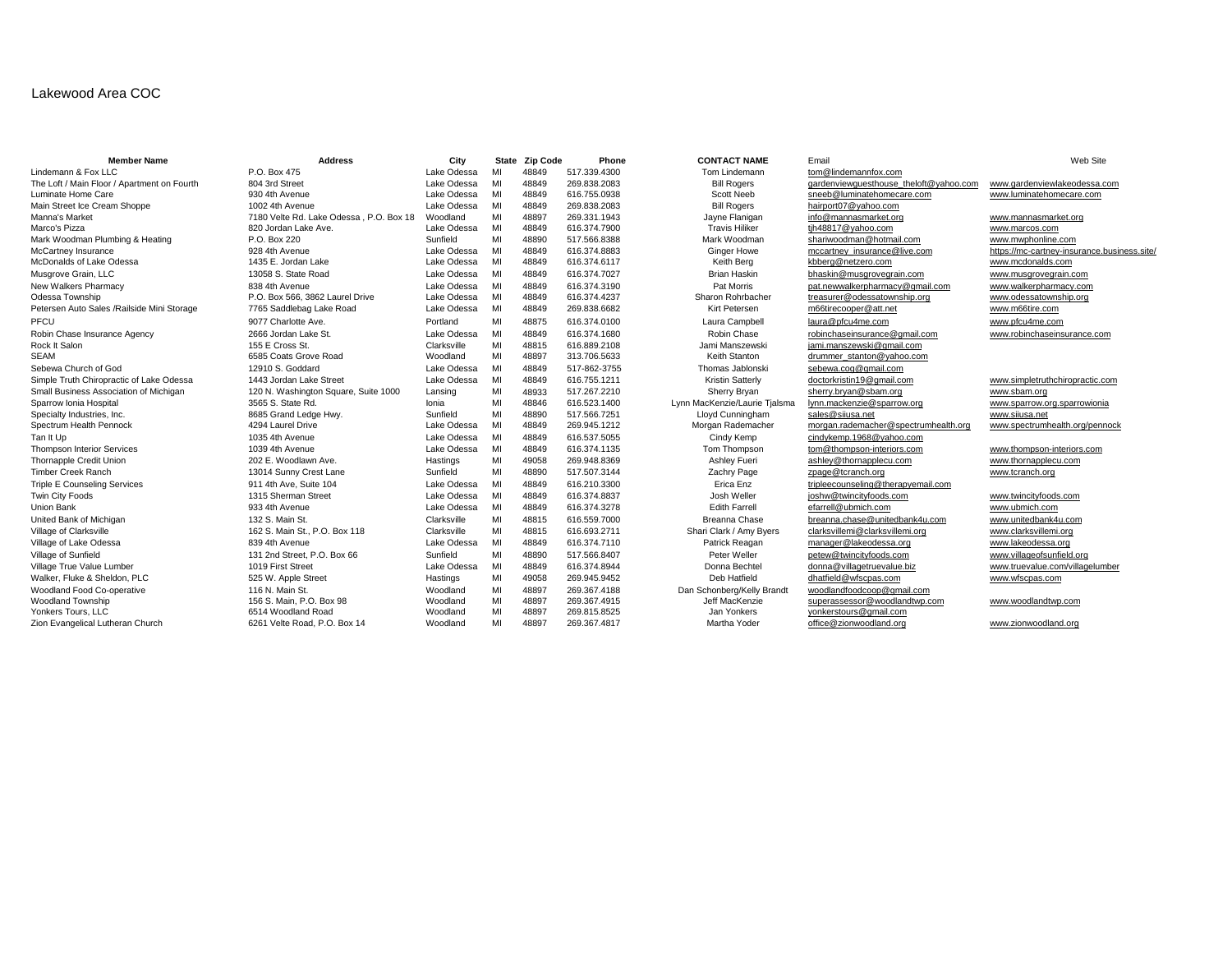Lakewood Area COC

| Member Name | Address | City | State | Zip Code | Phone | CONTACT NAME | Email | Web Site |
|---|---|---|---|---|---|---|---|---|
| Lindemann & Fox LLC | P.O. Box 475 | Lake Odessa | MI | 48849 | 517.339.4300 | Tom Lindemann | tom@lindemannfox.com | |
| The Loft / Main Floor / Apartment on Fourth | 804 3rd Street | Lake Odessa | MI | 48849 | 269.838.2083 | Bill Rogers | gardenviewguesthouse_theloft@yahoo.com | www.gardenviewlakeodessa.com |
| Luminate Home Care | 930 4th Avenue | Lake Odessa | MI | 48849 | 616.755.0938 | Scott Neeb | sneeb@luminatehomecare.com | www.luminatehomecare.com |
| Main Street Ice Cream Shoppe | 1002 4th Avenue | Lake Odessa | MI | 48849 | 269.838.2083 | Bill Rogers | hairport07@yahoo.com | |
| Manna's Market | 7180 Velte Rd. Lake Odessa , P.O. Box 18 | Woodland | MI | 48897 | 269.331.1943 | Jayne Flanigan | info@mannasmarket.org | www.mannasmarket.org |
| Marco's Pizza | 820 Jordan Lake Ave. | Lake Odessa | MI | 48849 | 616.374.7900 | Travis Hiliker | tjh48817@yahoo.com | www.marcos.com |
| Mark Woodman Plumbing & Heating | P.O. Box 220 | Sunfield | MI | 48890 | 517.566.8388 | Mark Woodman | shariwoodman@hotmail.com | www.mwphonline.com |
| McCartney Insurance | 928 4th Avenue | Lake Odessa | MI | 48849 | 616.374.8883 | Ginger Howe | mccartney_insurance@live.com | https://mc-cartney-insurance.business.site/ |
| McDonalds of Lake Odessa | 1435 E. Jordan Lake | Lake Odessa | MI | 48849 | 616.374.6117 | Keith Berg | kbberg@netzero.com | www.mcdonalds.com |
| Musgrove Grain, LLC | 13058 S. State Road | Lake Odessa | MI | 48849 | 616.374.7027 | Brian Haskin | bhaskin@musgrovegrain.com | www.musgrovegrain.com |
| New Walkers Pharmacy | 838 4th Avenue | Lake Odessa | MI | 48849 | 616.374.3190 | Pat Morris | pat.newwalkerpharmacy@gmail.com | www.walkerpharmacy.com |
| Odessa Township | P.O. Box 566, 3862 Laurel Drive | Lake Odessa | MI | 48849 | 616.374.4237 | Sharon Rohrbacher | treasurer@odessatownship.org | www.odessatownship.org |
| Petersen Auto Sales /Railside Mini Storage | 7765 Saddlebag Lake Road | Lake Odessa | MI | 48849 | 269.838.6682 | Kirt Petersen | m66tirecooper@att.net | www.m66tire.com |
| PFCU | 9077 Charlotte Ave. | Portland | MI | 48875 | 616.374.0100 | Laura Campbell | laura@pfcu4me.com | www.pfcu4me.com |
| Robin Chase Insurance Agency | 2666 Jordan Lake St. | Lake Odessa | MI | 48849 | 616.374.1680 | Robin Chase | robinchaseinsurance@gmail.com | www.robinchaseinsurance.com |
| Rock It Salon | 155 E Cross St. | Clarksville | MI | 48815 | 616.889.2108 | Jami Manszewski | jami.manszewski@gmail.com | |
| SEAM | 6585 Coats Grove Road | Woodland | MI | 48897 | 313.706.5633 | Keith Stanton | drummer_stanton@yahoo.com | |
| Sebewa Church of God | 12910 S. Goddard | Lake Odessa | MI | 48849 | 517-862-3755 | Thomas Jablonski | sebewa.cog@gmail.com | |
| Simple Truth Chiropractic of Lake Odessa | 1443 Jordan Lake Street | Lake Odessa | MI | 48849 | 616.755.1211 | Kristin Satterly | doctorkristin19@gmail.com | www.simpletruthchiropractic.com |
| Small Business Association of Michigan | 120 N. Washington Square, Suite 1000 | Lansing | MI | 48933 | 517.267.2210 | Sherry Bryan | sherry.bryan@sbam.org | www.sbam.org |
| Sparrow Ionia Hospital | 3565 S. State Rd. | Ionia | MI | 48846 | 616.523.1400 | Lynn MacKenzie/Laurie Tjalsma | lynn.mackenzie@sparrow.org | www.sparrow.org.sparrowionia |
| Specialty Industries, Inc. | 8685 Grand Ledge Hwy. | Sunfield | MI | 48890 | 517.566.7251 | Lloyd Cunningham | sales@siiusa.net | www.siiusa.net |
| Spectrum Health Pennock | 4294 Laurel Drive | Lake Odessa | MI | 48849 | 269.945.1212 | Morgan Rademacher | morgan.rademacher@spectrumhealth.org | www.spectrumhealth.org/pennock |
| Tan It Up | 1035 4th Avenue | Lake Odessa | MI | 48849 | 616.537.5055 | Cindy Kemp | cindykemp.1968@yahoo.com | |
| Thompson Interior Services | 1039 4th Avenue | Lake Odessa | MI | 48849 | 616.374.1135 | Tom Thompson | tom@thompson-interiors.com | www.thompson-interiors.com |
| Thornapple Credit Union | 202 E. Woodlawn Ave. | Hastings | MI | 49058 | 269.948.8369 | Ashley Fueri | ashley@thornapplecu.com | www.thornapplecu.com |
| Timber Creek Ranch | 13014 Sunny Crest Lane | Sunfield | MI | 48890 | 517.507.3144 | Zachry Page | zpage@tcranch.org | www.tcranch.org |
| Triple E Counseling Services | 911 4th Ave, Suite 104 | Lake Odessa | MI | 48849 | 616.210.3300 | Erica Enz | tripleecounseling@therapyemail.com | |
| Twin City Foods | 1315 Sherman Street | Lake Odessa | MI | 48849 | 616.374.8837 | Josh Weller | joshw@twincityfoods.com | www.twincityfoods.com |
| Union Bank | 933 4th Avenue | Lake Odessa | MI | 48849 | 616.374.3278 | Edith Farrell | efarrell@ubmich.com | www.ubmich.com |
| United Bank of Michigan | 132 S. Main St. | Clarksville | MI | 48815 | 616.559.7000 | Breanna Chase | breanna.chase@unitedbank4u.com | www.unitedbank4u.com |
| Village of Clarksville | 162 S. Main St., P.O. Box 118 | Clarksville | MI | 48815 | 616.693.2711 | Shari Clark / Amy Byers | clarksvillemi@clarksvillemi.org | www.clarksvillemi.org |
| Village of Lake Odessa | 839 4th Avenue | Lake Odessa | MI | 48849 | 616.374.7110 | Patrick Reagan | manager@lakeodessa.org | www.lakeodessa.org |
| Village of Sunfield | 131 2nd Street, P.O. Box 66 | Sunfield | MI | 48890 | 517.566.8407 | Peter Weller | petew@twincityfoods.com | www.villageofsunfield.org |
| Village True Value Lumber | 1019 First Street | Lake Odessa | MI | 48849 | 616.374.8944 | Donna Bechtel | donna@villagetruevalue.biz | www.truevalue.com/villagelumber |
| Walker, Fluke & Sheldon, PLC | 525 W. Apple Street | Hastings | MI | 49058 | 269.945.9452 | Deb Hatfield | dhatfield@wfscpas.com | www.wfscpas.com |
| Woodland Food Co-operative | 116 N. Main St. | Woodland | MI | 48897 | 269.367.4188 | Dan Schonberg/Kelly Brandt | woodlandfoodcoop@gmail.com | |
| Woodland Township | 156 S. Main, P.O. Box 98 | Woodland | MI | 48897 | 269.367.4915 | Jeff MacKenzie | superassessor@woodlandtwp.com | www.woodlandtwp.com |
| Yonkers Tours, LLC | 6514 Woodland Road | Woodland | MI | 48897 | 269.815.8525 | Jan Yonkers | yonkerstours@gmail.com | |
| Zion Evangelical Lutheran Church | 6261 Velte Road, P.O. Box 14 | Woodland | MI | 48897 | 269.367.4817 | Martha Yoder | office@zionwoodland.org | www.zionwoodland.org |